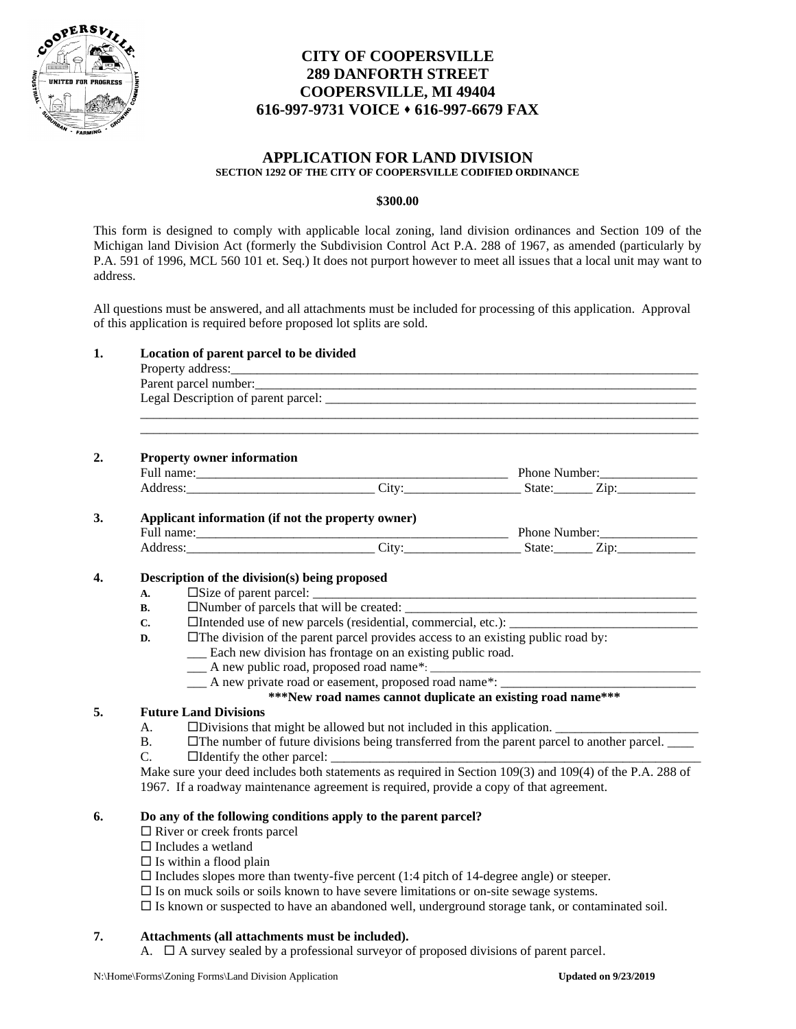# CITY OF COOPERSVILLE
**289 DANFORTH STREET**
**COOPERSVILLE, MI 49404**
**616-997-9731 VOICE ♦ 616-997-6679 FAX**

## APPLICATION FOR LAND DIVISION
**SECTION 1292 OF THE CITY OF COOPERSVILLE CODIFIED ORDINANCE**

**$300.00**

This form is designed to comply with applicable local zoning, land division ordinances and Section 109 of the Michigan land Division Act (formerly the Subdivision Control Act P.A. 288 of 1967, as amended (particularly by P.A. 591 of 1996, MCL 560 101 et. Seq.) It does not purport however to meet all issues that a local unit may want to address.

All questions must be answered, and all attachments must be included for processing of this application. Approval of this application is required before proposed lot splits are sold.

**1. Location of parent parcel to be divided**

Property address:\_\_\_\_\_\_\_\_\_\_\_\_\_\_\_\_\_\_\_\_\_\_\_\_\_\_\_\_\_\_\_\_\_\_\_\_\_\_\_\_\_\_\_\_\_\_\_\_\_\_\_\_\_\_\_\_\_\_\_\_\_\_\_\_\_\_\_\_

Parent parcel number:\_\_\_\_\_\_\_\_\_\_\_\_\_\_\_\_\_\_\_\_\_\_\_\_\_\_\_\_\_\_\_\_\_\_\_\_\_\_\_\_\_\_\_\_\_\_\_\_\_\_\_\_\_\_\_\_\_\_\_\_\_\_\_

Legal Description of parent parcel: \_\_\_\_\_\_\_\_\_\_\_\_\_\_\_\_\_\_\_\_\_\_\_\_\_\_\_\_\_\_\_\_\_\_\_\_\_\_\_\_\_\_\_\_\_\_\_\_\_\_\_\_

\_\_\_\_\_\_\_\_\_\_\_\_\_\_\_\_\_\_\_\_\_\_\_\_\_\_\_\_\_\_\_\_\_\_\_\_\_\_\_\_\_\_\_\_\_\_\_\_\_\_\_\_\_\_\_\_\_\_\_\_\_\_\_\_\_\_\_\_\_\_\_\_\_\_\_\_\_\_\_\_\_\_

\_\_\_\_\_\_\_\_\_\_\_\_\_\_\_\_\_\_\_\_\_\_\_\_\_\_\_\_\_\_\_\_\_\_\_\_\_\_\_\_\_\_\_\_\_\_\_\_\_\_\_\_\_\_\_\_\_\_\_\_\_\_\_\_\_\_\_\_\_\_\_\_\_\_\_\_\_\_\_\_\_\_

**2. Property owner information**

Full name:\_\_\_\_\_\_\_\_\_\_\_\_\_\_\_\_\_\_\_\_\_\_\_\_\_\_\_\_\_\_\_\_\_\_\_\_\_\_\_\_\_\_\_\_\_\_\_\_ Phone Number:\_\_\_\_\_\_\_\_\_\_\_\_\_\_\_

Address:\_\_\_\_\_\_\_\_\_\_\_\_\_\_\_\_\_\_\_\_\_\_\_\_\_\_\_\_\_ City:\_\_\_\_\_\_\_\_\_\_\_\_\_\_\_\_\_\_ State:\_\_\_\_\_\_ Zip:\_\_\_\_\_\_\_\_\_\_\_\_

**3. Applicant information (if not the property owner)**

Full name:\_\_\_\_\_\_\_\_\_\_\_\_\_\_\_\_\_\_\_\_\_\_\_\_\_\_\_\_\_\_\_\_\_\_\_\_\_\_\_\_\_\_\_\_\_\_\_\_ Phone Number:\_\_\_\_\_\_\_\_\_\_\_\_\_\_\_

Address:\_\_\_\_\_\_\_\_\_\_\_\_\_\_\_\_\_\_\_\_\_\_\_\_\_\_\_\_\_ City:\_\_\_\_\_\_\_\_\_\_\_\_\_\_\_\_\_\_ State:\_\_\_\_\_\_ Zip:\_\_\_\_\_\_\_\_\_\_\_\_

**4. Description of the division(s) being proposed**

- **A.** ☐Size of parent parcel: \_\_\_\_\_\_\_\_\_\_\_\_\_\_\_\_\_\_\_\_\_\_\_\_\_\_\_\_\_\_\_\_\_\_\_\_\_\_\_\_\_\_\_\_\_\_\_\_\_\_\_\_\_\_\_\_\_\_\_\_
- **B.** ☐Number of parcels that will be created: \_\_\_\_\_\_\_\_\_\_\_\_\_\_\_\_\_\_\_\_\_\_\_\_\_\_\_\_\_\_\_\_\_\_\_\_\_\_\_\_\_\_\_\_\_
- **C.** ☐Intended use of new parcels (residential, commercial, etc.): \_\_\_\_\_\_\_\_\_\_\_\_\_\_\_\_\_\_\_\_\_\_\_\_\_\_\_\_\_
- **D.** ☐The division of the parent parcel provides access to an existing public road by:
  - \_\_\_ Each new division has frontage on an existing public road.
  - \_\_\_ A new public road, proposed road name*: \_\_\_\_\_\_\_\_\_\_\_\_\_\_\_\_\_\_\_\_\_\_\_\_\_\_\_\_\_\_\_\_\_\_\_\_\_\_\_\_\_\_
  - \_\_\_ A new private road or easement, proposed road name*: \_\_\_\_\_\_\_\_\_\_\_\_\_\_\_\_\_\_\_\_\_\_\_\_\_\_\_\_\_\_

**\*\*\*New road names cannot duplicate an existing road name\*\*\***

**5. Future Land Divisions**

- A. ☐Divisions that might be allowed but not included in this application. \_\_\_\_\_\_\_\_\_\_\_\_\_\_\_\_\_\_\_\_\_\_
- B. ☐The number of future divisions being transferred from the parent parcel to another parcel. \_\_\_\_
- C. ☐Identify the other parcel: \_\_\_\_\_\_\_\_\_\_\_\_\_\_\_\_\_\_\_\_\_\_\_\_\_\_\_\_\_\_\_\_\_\_\_\_\_\_\_\_\_\_\_\_\_\_\_\_\_\_\_\_\_\_\_\_\_\_\_\_\_\_

Make sure your deed includes both statements as required in Section 109(3) and 109(4) of the P.A. 288 of 1967. If a roadway maintenance agreement is required, provide a copy of that agreement.

**6. Do any of the following conditions apply to the parent parcel?**

- ☐ River or creek fronts parcel
- ☐ Includes a wetland
- ☐ Is within a flood plain
- ☐ Includes slopes more than twenty-five percent (1:4 pitch of 14-degree angle) or steeper.
- ☐ Is on muck soils or soils known to have severe limitations or on-site sewage systems.
- ☐ Is known or suspected to have an abandoned well, underground storage tank, or contaminated soil.

**7. Attachments (all attachments must be included).**

A. ☐ A survey sealed by a professional surveyor of proposed divisions of parent parcel.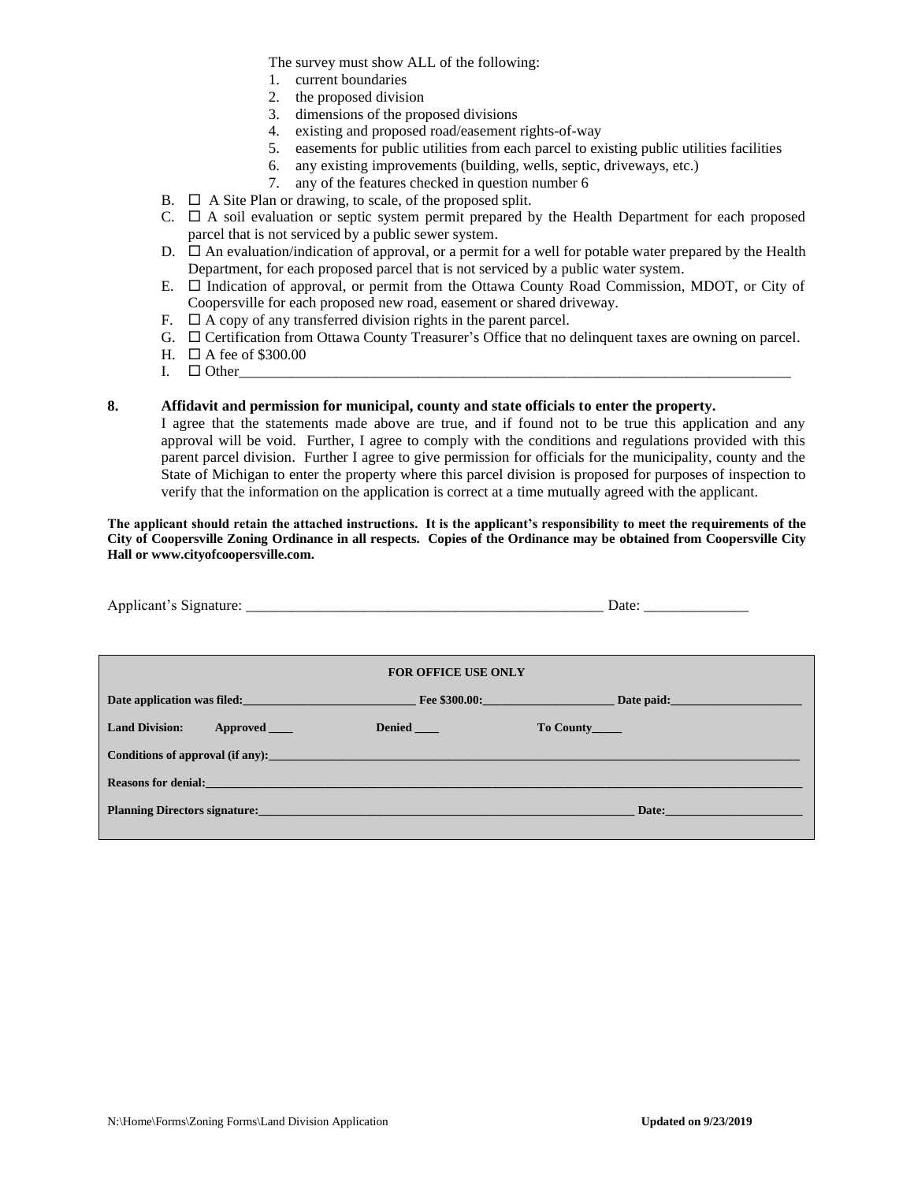The survey must show ALL of the following:

1. current boundaries
2. the proposed division
3. dimensions of the proposed divisions
4. existing and proposed road/easement rights-of-way
5. easements for public utilities from each parcel to existing public utilities facilities
6. any existing improvements (building, wells, septic, driveways, etc.)
7. any of the features checked in question number 6

B. ☐ A Site Plan or drawing, to scale, of the proposed split.

C. ☐ A soil evaluation or septic system permit prepared by the Health Department for each proposed parcel that is not serviced by a public sewer system.

D. ☐ An evaluation/indication of approval, or a permit for a well for potable water prepared by the Health Department, for each proposed parcel that is not serviced by a public water system.

E. ☐ Indication of approval, or permit from the Ottawa County Road Commission, MDOT, or City of Coopersville for each proposed new road, easement or shared driveway.

F. ☐ A copy of any transferred division rights in the parent parcel.

G. ☐ Certification from Ottawa County Treasurer's Office that no delinquent taxes are owning on parcel.

H. ☐ A fee of $300.00

I. ☐ Other_______________________________________________________________________________

**8. Affidavit and permission for municipal, county and state officials to enter the property.**

I agree that the statements made above are true, and if found not to be true this application and any approval will be void. Further, I agree to comply with the conditions and regulations provided with this parent parcel division. Further I agree to give permission for officials for the municipality, county and the State of Michigan to enter the property where this parcel division is proposed for purposes of inspection to verify that the information on the application is correct at a time mutually agreed with the applicant.

**The applicant should retain the attached instructions. It is the applicant's responsibility to meet the requirements of the City of Coopersville Zoning Ordinance in all respects. Copies of the Ordinance may be obtained from Coopersville City Hall or www.cityofcoopersville.com.**

Applicant's Signature: _________________________________________________ Date: ______________

**FOR OFFICE USE ONLY**

**Date application was filed:**_____________________________ **Fee $300.00:**_____________________ **Date paid:**______________________

**Land Division:** **Approved** ____ **Denied** ____ **To County**_____

**Conditions of approval (if any):**_____________________________________________________________________________________

**Reasons for denial:**_______________________________________________________________________________________________

**Planning Directors signature:**_________________________________________________________________ **Date:**_______________________

N:\Home\Forms\Zoning Forms\Land Division Application **Updated on 9/23/2019**